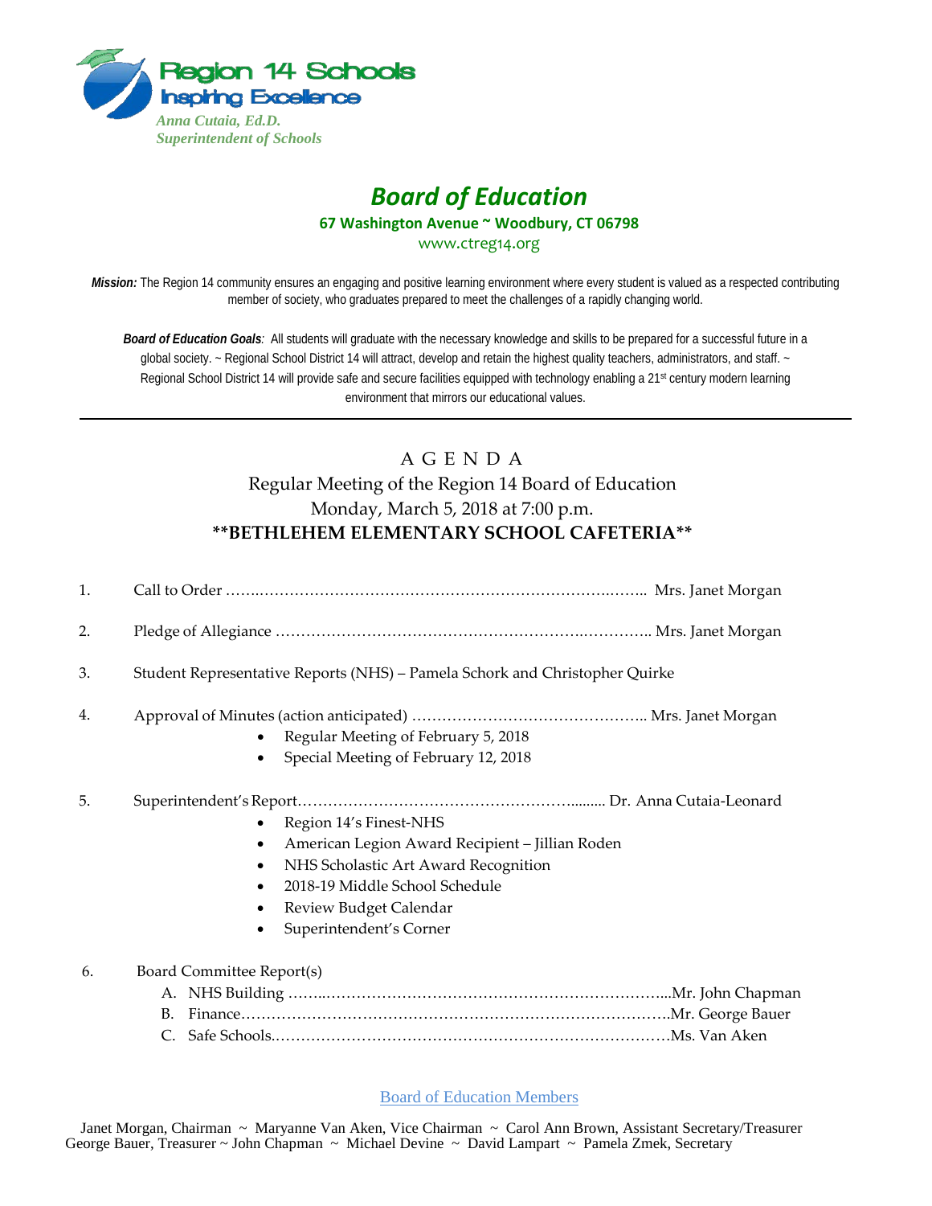Region 14 Schools
Inspiring Excellence
*Anna Cutaia, Ed.D.*
*Superintendent of Schools*

# *Board of Education*

**67 Washington Avenue ~ Woodbury, CT 06798**

www.ctreg14.org

***Mission:*** The Region 14 community ensures an engaging and positive learning environment where every student is valued as a respected contributing member of society, who graduates prepared to meet the challenges of a rapidly changing world.

***Board of Education Goals**:* All students will graduate with the necessary knowledge and skills to be prepared for a successful future in a global society. ~ Regional School District 14 will attract, develop and retain the highest quality teachers, administrators, and staff. ~ Regional School District 14 will provide safe and secure facilities equipped with technology enabling a 21st century modern learning environment that mirrors our educational values.

---

## A G E N D A

Regular Meeting of the Region 14 Board of Education
Monday, March 5, 2018 at 7:00 p.m.
**\*\*BETHLEHEM ELEMENTARY SCHOOL CAFETERIA\*\***

1. Call to Order ……………………………………………………………………… Mrs. Janet Morgan

2. Pledge of Allegiance ……………………………………………………………… Mrs. Janet Morgan

3. Student Representative Reports (NHS) – Pamela Schork and Christopher Quirke

4. Approval of Minutes (action anticipated) ……………………………………… Mrs. Janet Morgan
   - Regular Meeting of February 5, 2018
   - Special Meeting of February 12, 2018

5. Superintendent's Report………………………………………………......... Dr. Anna Cutaia-Leonard
   - Region 14's Finest-NHS
   - American Legion Award Recipient – Jillian Roden
   - NHS Scholastic Art Award Recognition
   - 2018-19 Middle School Schedule
   - Review Budget Calendar
   - Superintendent's Corner

6. Board Committee Report(s)
   A. NHS Building ……………………………………………………………...Mr. John Chapman
   B. Finance……………………………………………………………………….Mr. George Bauer
   C. Safe Schools.……………………………………………………………………Ms. Van Aken

Board of Education Members

Janet Morgan, Chairman ~ Maryanne Van Aken, Vice Chairman ~ Carol Ann Brown, Assistant Secretary/Treasurer
George Bauer, Treasurer ~ John Chapman ~ Michael Devine ~ David Lampart ~ Pamela Zmek, Secretary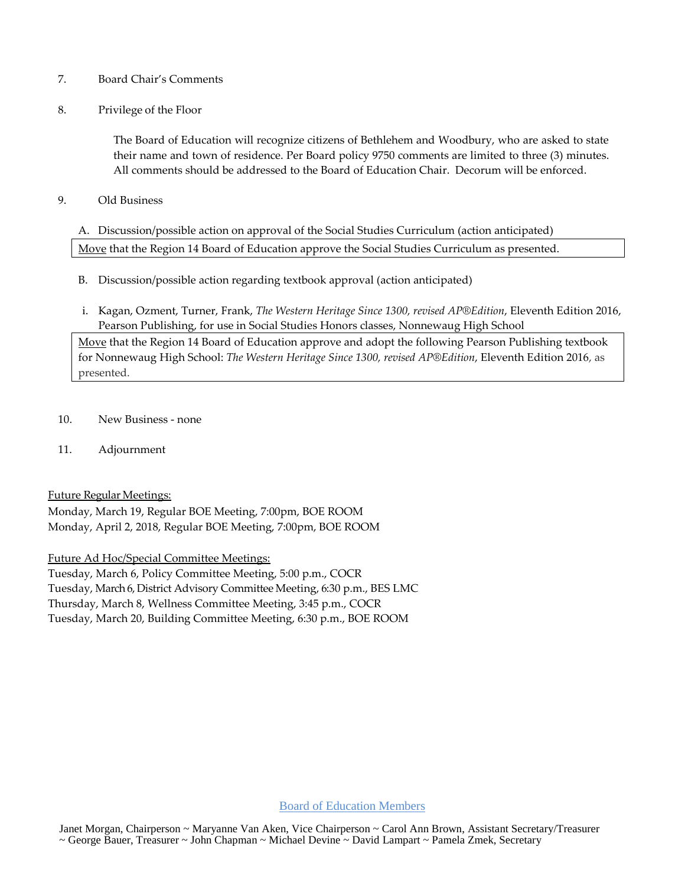7. Board Chair's Comments

8. Privilege of the Floor

   The Board of Education will recognize citizens of Bethlehem and Woodbury, who are asked to state their name and town of residence. Per Board policy 9750 comments are limited to three (3) minutes. All comments should be addressed to the Board of Education Chair. Decorum will be enforced.

9. Old Business

   A. Discussion/possible action on approval of the Social Studies Curriculum (action anticipated)

   | |
   |---|
   | Move that the Region 14 Board of Education approve the Social Studies Curriculum as presented. |

   B. Discussion/possible action regarding textbook approval (action anticipated)

   i. Kagan, Ozment, Turner, Frank, *The Western Heritage Since 1300, revised AP®Edition*, Eleventh Edition 2016, Pearson Publishing, for use in Social Studies Honors classes, Nonnewaug High School

   | |
   |---|
   | Move that the Region 14 Board of Education approve and adopt the following Pearson Publishing textbook for Nonnewaug High School: *The Western Heritage Since 1300, revised AP®Edition*, Eleventh Edition 2016, as presented. |

10. New Business - none

11. Adjournment

Future Regular Meetings:
Monday, March 19, Regular BOE Meeting, 7:00pm, BOE ROOM
Monday, April 2, 2018, Regular BOE Meeting, 7:00pm, BOE ROOM

Future Ad Hoc/Special Committee Meetings:
Tuesday, March 6, Policy Committee Meeting, 5:00 p.m., COCR
Tuesday, March 6, District Advisory Committee Meeting, 6:30 p.m., BES LMC
Thursday, March 8, Wellness Committee Meeting, 3:45 p.m., COCR
Tuesday, March 20, Building Committee Meeting, 6:30 p.m., BOE ROOM

Board of Education Members

Janet Morgan, Chairperson ~ Maryanne Van Aken, Vice Chairperson ~ Carol Ann Brown, Assistant Secretary/Treasurer ~ George Bauer, Treasurer ~ John Chapman ~ Michael Devine ~ David Lampart ~ Pamela Zmek, Secretary